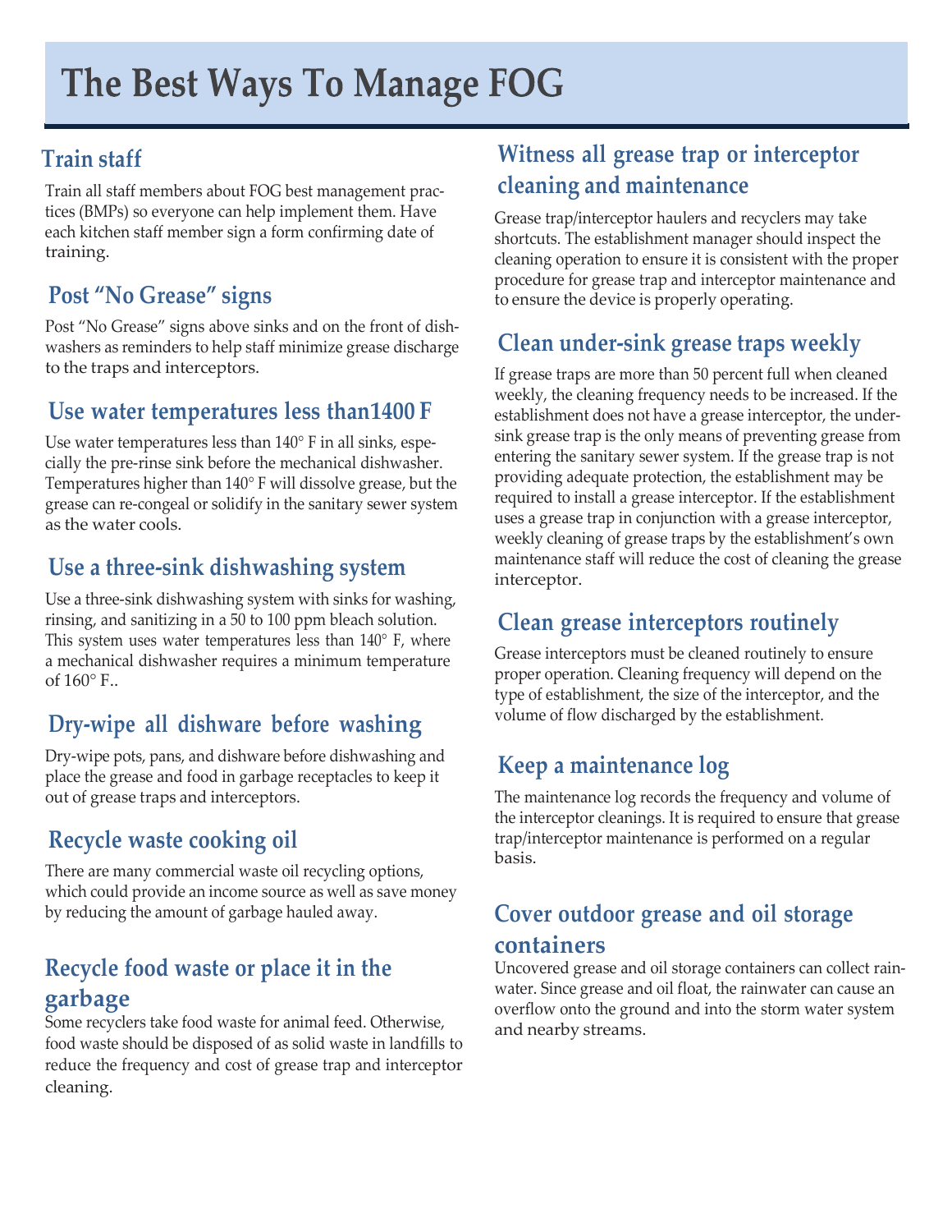# The Best Ways To Manage FOG

## Train staff

Train all staff members about FOG best management practices (BMPs) so everyone can help implement them. Have each kitchen staff member sign a form confirming date of training.

## Post "No Grease" signs

Post "No Grease" signs above sinks and on the front of dishwashers as reminders to help staff minimize grease discharge to the traps and interceptors.

## Use water temperatures less than1400 F

Use water temperatures less than 140° F in all sinks, especially the pre-rinse sink before the mechanical dishwasher. Temperatures higher than 140° F will dissolve grease, but the grease can re-congeal or solidify in the sanitary sewer system as the water cools.

## Use a three-sink dishwashing system

Use a three-sink dishwashing system with sinks for washing, rinsing, and sanitizing in a 50 to 100 ppm bleach solution. This system uses water temperatures less than 140° F, where a mechanical dishwasher requires a minimum temperature of 160° F..

## Dry-wipe all dishware before washing

Dry-wipe pots, pans, and dishware before dishwashing and place the grease and food in garbage receptacles to keep it out of grease traps and interceptors.

## Recycle waste cooking oil

There are many commercial waste oil recycling options, which could provide an income source as well as save money by reducing the amount of garbage hauled away.

## Recycle food waste or place it in the garbage

Some recyclers take food waste for animal feed. Otherwise, food waste should be disposed of as solid waste in landfills to reduce the frequency and cost of grease trap and interceptor cleaning.

## Witness all grease trap or interceptor cleaning and maintenance

Grease trap/interceptor haulers and recyclers may take shortcuts. The establishment manager should inspect the cleaning operation to ensure it is consistent with the proper procedure for grease trap and interceptor maintenance and to ensure the device is properly operating.

## Clean under-sink grease traps weekly

If grease traps are more than 50 percent full when cleaned weekly, the cleaning frequency needs to be increased. If the establishment does not have a grease interceptor, the under-sink grease trap is the only means of preventing grease from entering the sanitary sewer system. If the grease trap is not providing adequate protection, the establishment may be required to install a grease interceptor. If the establishment uses a grease trap in conjunction with a grease interceptor, weekly cleaning of grease traps by the establishment's own maintenance staff will reduce the cost of cleaning the grease interceptor.

## Clean grease interceptors routinely

Grease interceptors must be cleaned routinely to ensure proper operation. Cleaning frequency will depend on the type of establishment, the size of the interceptor, and the volume of flow discharged by the establishment.

## Keep a maintenance log

The maintenance log records the frequency and volume of the interceptor cleanings. It is required to ensure that grease trap/interceptor maintenance is performed on a regular basis.

## Cover outdoor grease and oil storage containers

Uncovered grease and oil storage containers can collect rainwater. Since grease and oil float, the rainwater can cause an overflow onto the ground and into the storm water system and nearby streams.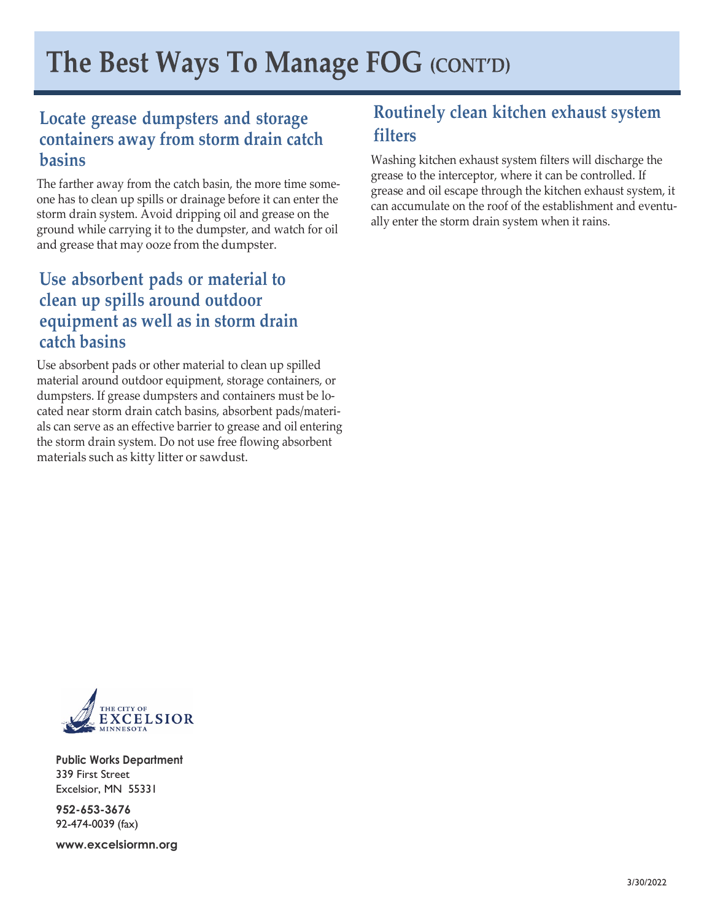# The Best Ways To Manage FOG (CONT'D)

## Locate grease dumpsters and storage containers away from storm drain catch basins

The farther away from the catch basin, the more time someone has to clean up spills or drainage before it can enter the storm drain system. Avoid dripping oil and grease on the ground while carrying it to the dumpster, and watch for oil and grease that may ooze from the dumpster.

## Use absorbent pads or material to clean up spills around outdoor equipment as well as in storm drain catch basins

Use absorbent pads or other material to clean up spilled material around outdoor equipment, storage containers, or dumpsters. If grease dumpsters and containers must be located near storm drain catch basins, absorbent pads/materials can serve as an effective barrier to grease and oil entering the storm drain system. Do not use free flowing absorbent materials such as kitty litter or sawdust.

## Routinely clean kitchen exhaust system filters

Washing kitchen exhaust system filters will discharge the grease to the interceptor, where it can be controlled. If grease and oil escape through the kitchen exhaust system, it can accumulate on the roof of the establishment and eventually enter the storm drain system when it rains.

THE CITY OF EXCELSIOR MINNESOTA

**Public Works Department**
339 First Street
Excelsior, MN 55331

**952-653-3676**
92-474-0039 (fax)

**www.excelsiormn.org**

3/30/2022